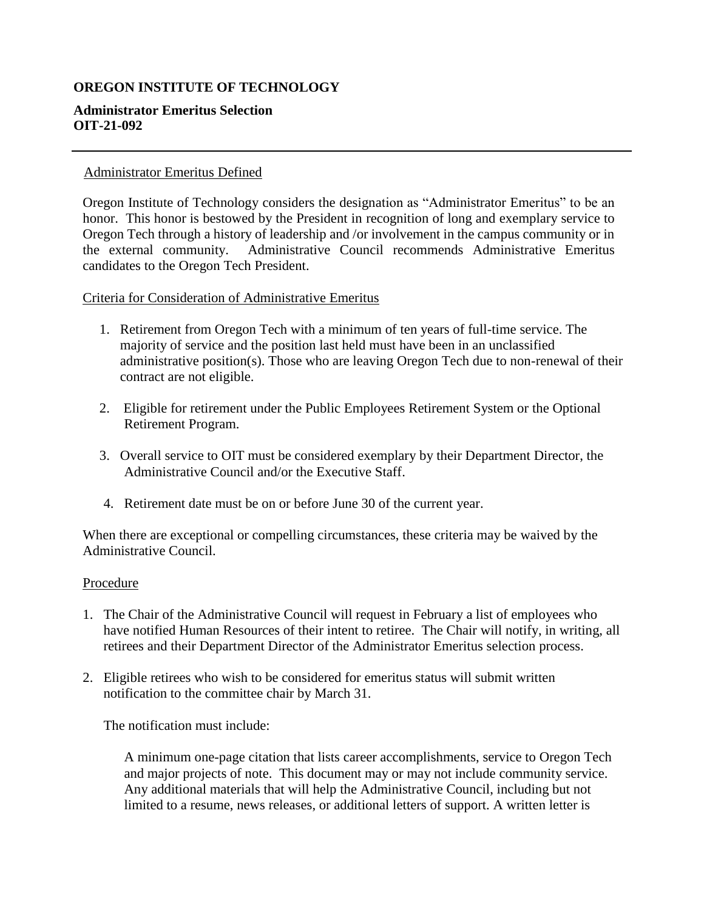**OREGON INSTITUTE OF TECHNOLOGY**

**Administrator Emeritus Selection**
**OIT-21-092**

---

## Administrator Emeritus Defined

Oregon Institute of Technology considers the designation as "Administrator Emeritus" to be an honor. This honor is bestowed by the President in recognition of long and exemplary service to Oregon Tech through a history of leadership and /or involvement in the campus community or in the external community. Administrative Council recommends Administrative Emeritus candidates to the Oregon Tech President.

## Criteria for Consideration of Administrative Emeritus

1. Retirement from Oregon Tech with a minimum of ten years of full-time service. The majority of service and the position last held must have been in an unclassified administrative position(s). Those who are leaving Oregon Tech due to non-renewal of their contract are not eligible.
2. Eligible for retirement under the Public Employees Retirement System or the Optional Retirement Program.
3. Overall service to OIT must be considered exemplary by their Department Director, the Administrative Council and/or the Executive Staff.
4. Retirement date must be on or before June 30 of the current year.

When there are exceptional or compelling circumstances, these criteria may be waived by the Administrative Council.

## Procedure

1. The Chair of the Administrative Council will request in February a list of employees who have notified Human Resources of their intent to retiree. The Chair will notify, in writing, all retirees and their Department Director of the Administrator Emeritus selection process.
2. Eligible retirees who wish to be considered for emeritus status will submit written notification to the committee chair by March 31.

   The notification must include:

   A minimum one-page citation that lists career accomplishments, service to Oregon Tech and major projects of note. This document may or may not include community service. Any additional materials that will help the Administrative Council, including but not limited to a resume, news releases, or additional letters of support. A written letter is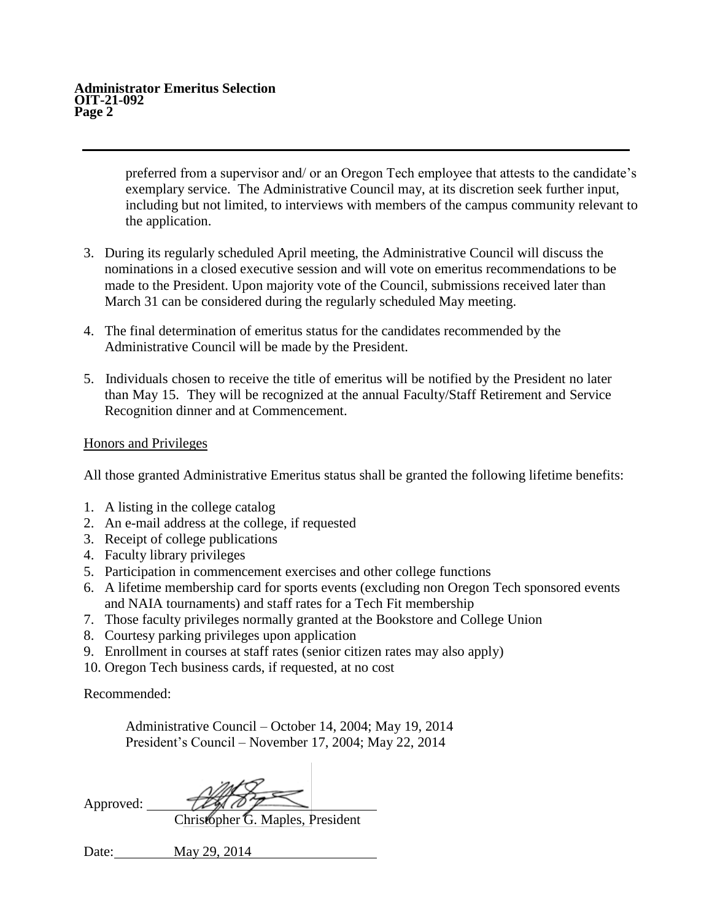preferred from a supervisor and/ or an Oregon Tech employee that attests to the candidate's exemplary service. The Administrative Council may, at its discretion seek further input, including but not limited, to interviews with members of the campus community relevant to the application.

3. During its regularly scheduled April meeting, the Administrative Council will discuss the nominations in a closed executive session and will vote on emeritus recommendations to be made to the President. Upon majority vote of the Council, submissions received later than March 31 can be considered during the regularly scheduled May meeting.

4. The final determination of emeritus status for the candidates recommended by the Administrative Council will be made by the President.

5. Individuals chosen to receive the title of emeritus will be notified by the President no later than May 15. They will be recognized at the annual Faculty/Staff Retirement and Service Recognition dinner and at Commencement.

Honors and Privileges

All those granted Administrative Emeritus status shall be granted the following lifetime benefits:

1. A listing in the college catalog
2. An e-mail address at the college, if requested
3. Receipt of college publications
4. Faculty library privileges
5. Participation in commencement exercises and other college functions
6. A lifetime membership card for sports events (excluding non Oregon Tech sponsored events and NAIA tournaments) and staff rates for a Tech Fit membership
7. Those faculty privileges normally granted at the Bookstore and College Union
8. Courtesy parking privileges upon application
9. Enrollment in courses at staff rates (senior citizen rates may also apply)
10. Oregon Tech business cards, if requested, at no cost

Recommended:

Administrative Council – October 14, 2004; May 19, 2014
President's Council – November 17, 2004; May 22, 2014

Approved: ______________________
Christopher G. Maples, President

Date: May 29, 2014